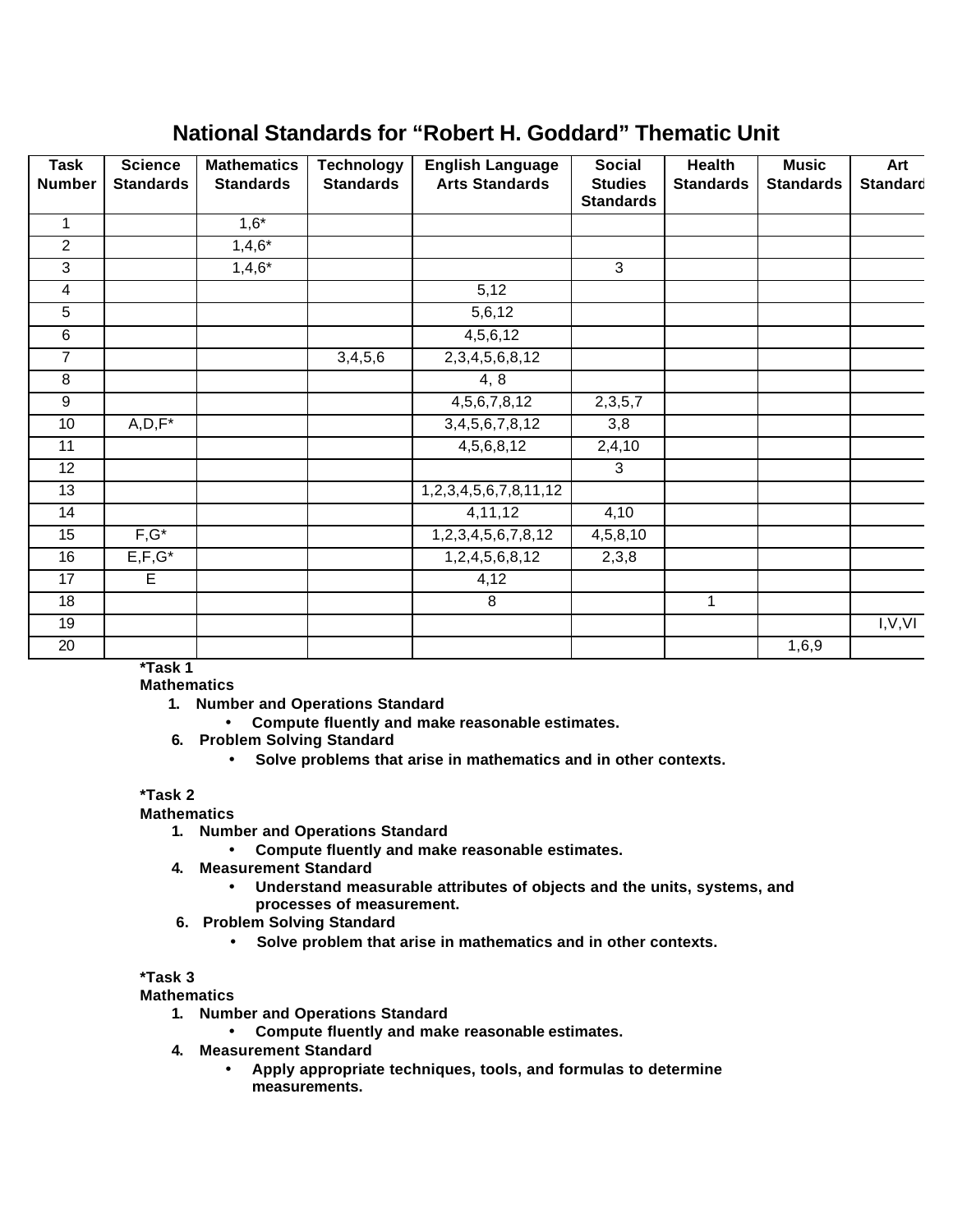# National Standards for "Robert H. Goddard" Thematic Unit

| Task Number | Science Standards | Mathematics Standards | Technology Standards | English Language Arts Standards | Social Studies Standards | Health Standards | Music Standards | Art Standard |
|---|---|---|---|---|---|---|---|---|
| 1 | | 1,6* | | | | | | |
| 2 | | 1,4,6* | | | | | | |
| 3 | | 1,4,6* | | | 3 | | | |
| 4 | | | | 5,12 | | | | |
| 5 | | | | 5,6,12 | | | | |
| 6 | | | | 4,5,6,12 | | | | |
| 7 | | | 3,4,5,6 | 2,3,4,5,6,8,12 | | | | |
| 8 | | | | 4, 8 | | | | |
| 9 | | | | 4,5,6,7,8,12 | 2,3,5,7 | | | |
| 10 | A,D,F* | | | 3,4,5,6,7,8,12 | 3,8 | | | |
| 11 | | | | 4,5,6,8,12 | 2,4,10 | | | |
| 12 | | | | | 3 | | | |
| 13 | | | | 1,2,3,4,5,6,7,8,11,12 | | | | |
| 14 | | | | 4,11,12 | 4,10 | | | |
| 15 | F,G* | | | 1,2,3,4,5,6,7,8,12 | 4,5,8,10 | | | |
| 16 | E,F,G* | | | 1,2,4,5,6,8,12 | 2,3,8 | | | |
| 17 | E | | | 4,12 | | | | |
| 18 | | | | 8 | | 1 | | |
| 19 | | | | | | | | I,V,VI |
| 20 | | | | | | | 1,6,9 | |

**\*Task 1**
**Mathematics**

1. **Number and Operations Standard**
   - **Compute fluently and make reasonable estimates.**
6. **Problem Solving Standard**
   - **Solve problems that arise in mathematics and in other contexts.**

**\*Task 2**
**Mathematics**

1. **Number and Operations Standard**
   - **Compute fluently and make reasonable estimates.**
4. **Measurement Standard**
   - **Understand measurable attributes of objects and the units, systems, and processes of measurement.**
6. **Problem Solving Standard**
   - **Solve problem that arise in mathematics and in other contexts.**

**\*Task 3**
**Mathematics**

1. **Number and Operations Standard**
   - **Compute fluently and make reasonable estimates.**
4. **Measurement Standard**
   - **Apply appropriate techniques, tools, and formulas to determine measurements.**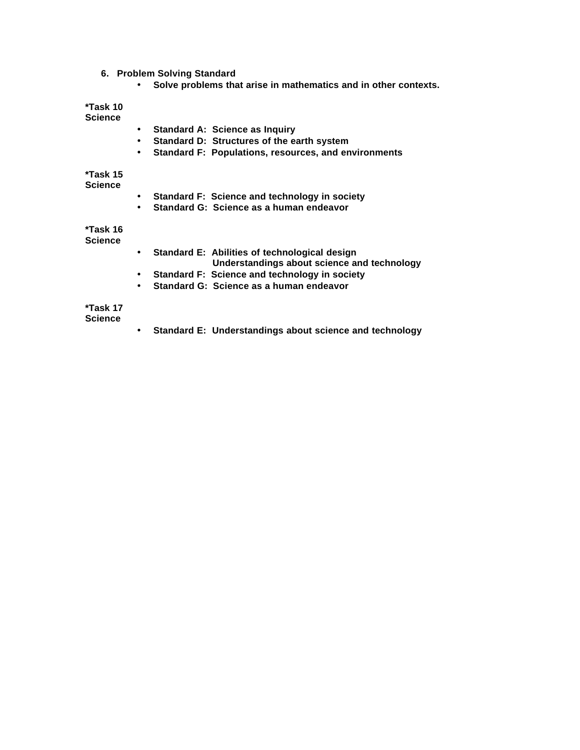6. **Problem Solving Standard**
   - **Solve problems that arise in mathematics and in other contexts.**

**\*Task 10**
**Science**

- **Standard A: Science as Inquiry**
- **Standard D: Structures of the earth system**
- **Standard F: Populations, resources, and environments**

**\*Task 15**
**Science**

- **Standard F: Science and technology in society**
- **Standard G: Science as a human endeavor**

**\*Task 16**
**Science**

- **Standard E: Abilities of technological design**
  **Understandings about science and technology**
- **Standard F: Science and technology in society**
- **Standard G: Science as a human endeavor**

**\*Task 17**
**Science**

- **Standard E: Understandings about science and technology**